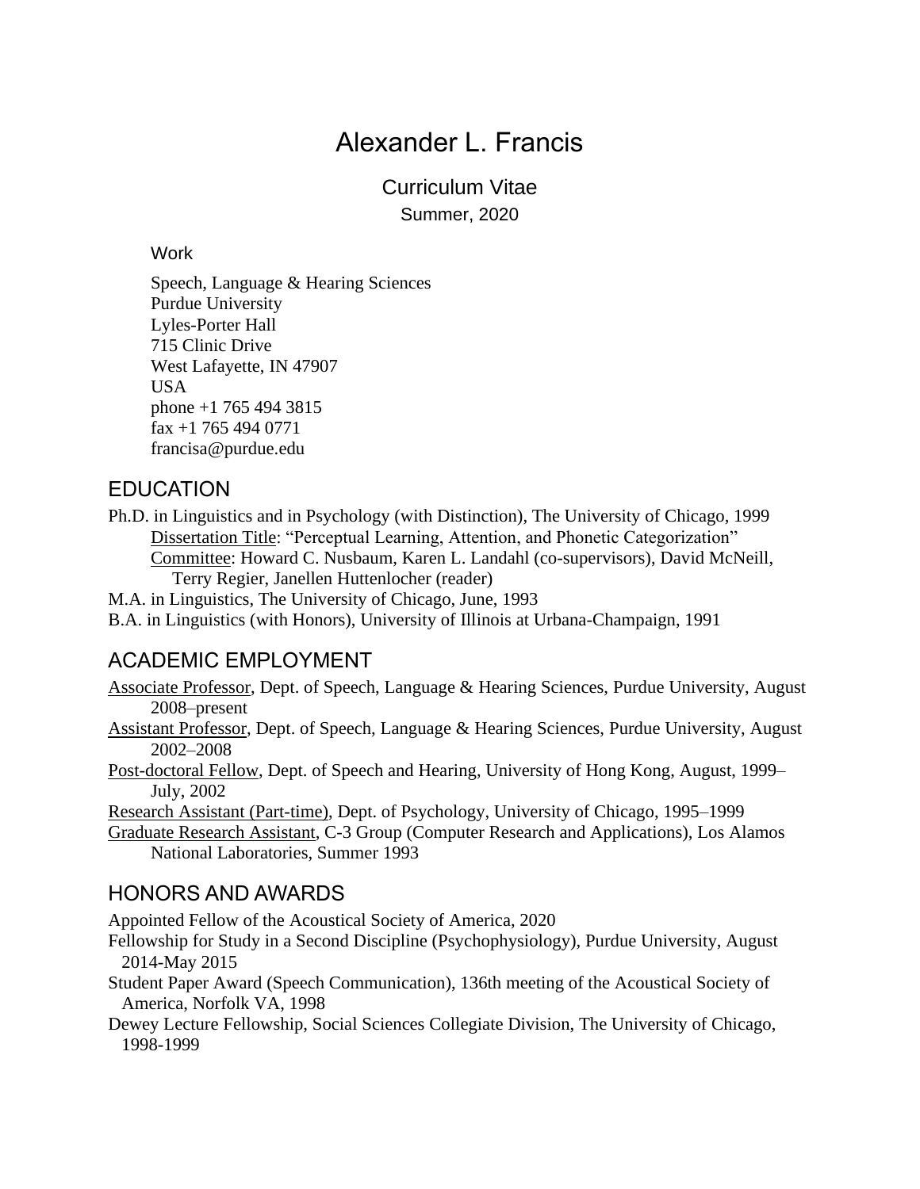# Alexander L. Francis

## Curriculum Vitae

Summer, 2020

Work

Speech, Language & Hearing Sciences
Purdue University
Lyles-Porter Hall
715 Clinic Drive
West Lafayette, IN 47907
USA
phone +1 765 494 3815
fax +1 765 494 0771
francisa@purdue.edu

## EDUCATION

Ph.D. in Linguistics and in Psychology (with Distinction), The University of Chicago, 1999
  Dissertation Title: "Perceptual Learning, Attention, and Phonetic Categorization"
  Committee: Howard C. Nusbaum, Karen L. Landahl (co-supervisors), David McNeill, Terry Regier, Janellen Huttenlocher (reader)

M.A. in Linguistics, The University of Chicago, June, 1993

B.A. in Linguistics (with Honors), University of Illinois at Urbana-Champaign, 1991

## ACADEMIC EMPLOYMENT

Associate Professor, Dept. of Speech, Language & Hearing Sciences, Purdue University, August 2008–present

Assistant Professor, Dept. of Speech, Language & Hearing Sciences, Purdue University, August 2002–2008

Post-doctoral Fellow, Dept. of Speech and Hearing, University of Hong Kong, August, 1999–July, 2002

Research Assistant (Part-time), Dept. of Psychology, University of Chicago, 1995–1999

Graduate Research Assistant, C-3 Group (Computer Research and Applications), Los Alamos National Laboratories, Summer 1993

## HONORS AND AWARDS

Appointed Fellow of the Acoustical Society of America, 2020

Fellowship for Study in a Second Discipline (Psychophysiology), Purdue University, August 2014-May 2015

Student Paper Award (Speech Communication), 136th meeting of the Acoustical Society of America, Norfolk VA, 1998

Dewey Lecture Fellowship, Social Sciences Collegiate Division, The University of Chicago, 1998-1999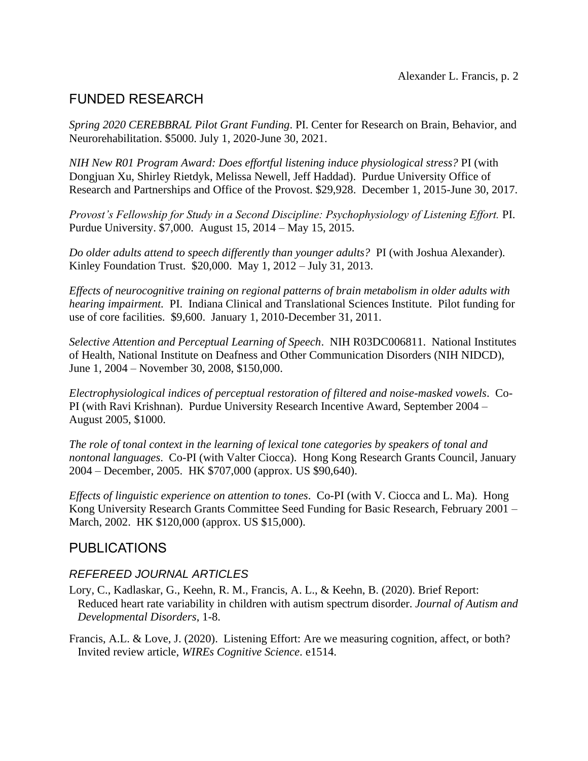## FUNDED RESEARCH

*Spring 2020 CEREBBRAL Pilot Grant Funding*. PI. Center for Research on Brain, Behavior, and Neurorehabilitation. $5000. July 1, 2020-June 30, 2021.

*NIH New R01 Program Award: Does effortful listening induce physiological stress?* PI (with Dongjuan Xu, Shirley Rietdyk, Melissa Newell, Jeff Haddad). Purdue University Office of Research and Partnerships and Office of the Provost. $29,928. December 1, 2015-June 30, 2017.

*Provost's Fellowship for Study in a Second Discipline: Psychophysiology of Listening Effort.* PI. Purdue University. $7,000. August 15, 2014 – May 15, 2015.

*Do older adults attend to speech differently than younger adults?* PI (with Joshua Alexander). Kinley Foundation Trust. $20,000. May 1, 2012 – July 31, 2013.

*Effects of neurocognitive training on regional patterns of brain metabolism in older adults with hearing impairment.* PI. Indiana Clinical and Translational Sciences Institute. Pilot funding for use of core facilities. $9,600. January 1, 2010-December 31, 2011.

*Selective Attention and Perceptual Learning of Speech*. NIH R03DC006811. National Institutes of Health, National Institute on Deafness and Other Communication Disorders (NIH NIDCD), June 1, 2004 – November 30, 2008, $150,000.

*Electrophysiological indices of perceptual restoration of filtered and noise-masked vowels*. Co-PI (with Ravi Krishnan). Purdue University Research Incentive Award, September 2004 – August 2005, $1000.

*The role of tonal context in the learning of lexical tone categories by speakers of tonal and nontonal languages*. Co-PI (with Valter Ciocca). Hong Kong Research Grants Council, January 2004 – December, 2005. HK $707,000 (approx. US $90,640).

*Effects of linguistic experience on attention to tones*. Co-PI (with V. Ciocca and L. Ma). Hong Kong University Research Grants Committee Seed Funding for Basic Research, February 2001 – March, 2002. HK $120,000 (approx. US $15,000).

## PUBLICATIONS

### *REFEREED JOURNAL ARTICLES*

Lory, C., Kadlaskar, G., Keehn, R. M., Francis, A. L., & Keehn, B. (2020). Brief Report: Reduced heart rate variability in children with autism spectrum disorder. *Journal of Autism and Developmental Disorders*, 1-8.

Francis, A.L. & Love, J. (2020). Listening Effort: Are we measuring cognition, affect, or both? Invited review article, *WIREs Cognitive Science*. e1514.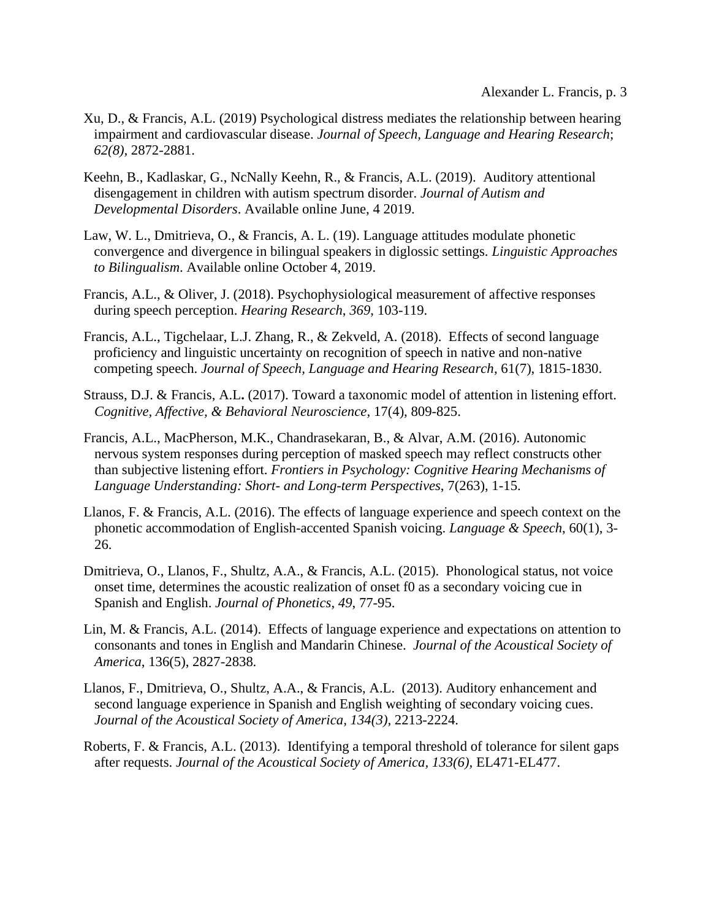Xu, D., & Francis, A.L. (2019) Psychological distress mediates the relationship between hearing impairment and cardiovascular disease. *Journal of Speech, Language and Hearing Research*; *62(8),* 2872-2881.

Keehn, B., Kadlaskar, G., NcNally Keehn, R., & Francis, A.L. (2019). Auditory attentional disengagement in children with autism spectrum disorder. *Journal of Autism and Developmental Disorders*. Available online June, 4 2019.

Law, W. L., Dmitrieva, O., & Francis, A. L. (19). Language attitudes modulate phonetic convergence and divergence in bilingual speakers in diglossic settings. *Linguistic Approaches to Bilingualism.* Available online October 4, 2019.

Francis, A.L., & Oliver, J. (2018). Psychophysiological measurement of affective responses during speech perception. *Hearing Research*, *369*, 103-119.

Francis, A.L., Tigchelaar, L.J. Zhang, R., & Zekveld, A. (2018). Effects of second language proficiency and linguistic uncertainty on recognition of speech in native and non-native competing speech. *Journal of Speech, Language and Hearing Research*, 61(7), 1815-1830.

Strauss, D.J. & Francis, A.L**.** (2017). Toward a taxonomic model of attention in listening effort. *Cognitive, Affective, & Behavioral Neuroscience,* 17(4), 809-825.

Francis, A.L., MacPherson, M.K., Chandrasekaran, B., & Alvar, A.M. (2016). Autonomic nervous system responses during perception of masked speech may reflect constructs other than subjective listening effort. *Frontiers in Psychology: Cognitive Hearing Mechanisms of Language Understanding: Short- and Long-term Perspectives*, 7(263), 1-15.

Llanos, F. & Francis, A.L. (2016). The effects of language experience and speech context on the phonetic accommodation of English-accented Spanish voicing. *Language & Speech,* 60(1), 3-26.

Dmitrieva, O., Llanos, F., Shultz, A.A., & Francis, A.L. (2015). Phonological status, not voice onset time, determines the acoustic realization of onset f0 as a secondary voicing cue in Spanish and English. *Journal of Phonetics*, *49*, 77-95.

Lin, M. & Francis, A.L. (2014). Effects of language experience and expectations on attention to consonants and tones in English and Mandarin Chinese. *Journal of the Acoustical Society of America*, 136(5), 2827-2838*.*

Llanos, F., Dmitrieva, O., Shultz, A.A., & Francis, A.L. (2013). Auditory enhancement and second language experience in Spanish and English weighting of secondary voicing cues. *Journal of the Acoustical Society of America, 134(3),* 2213-2224*.*

Roberts, F. & Francis, A.L. (2013). Identifying a temporal threshold of tolerance for silent gaps after requests. *Journal of the Acoustical Society of America, 133(6),* EL471-EL477.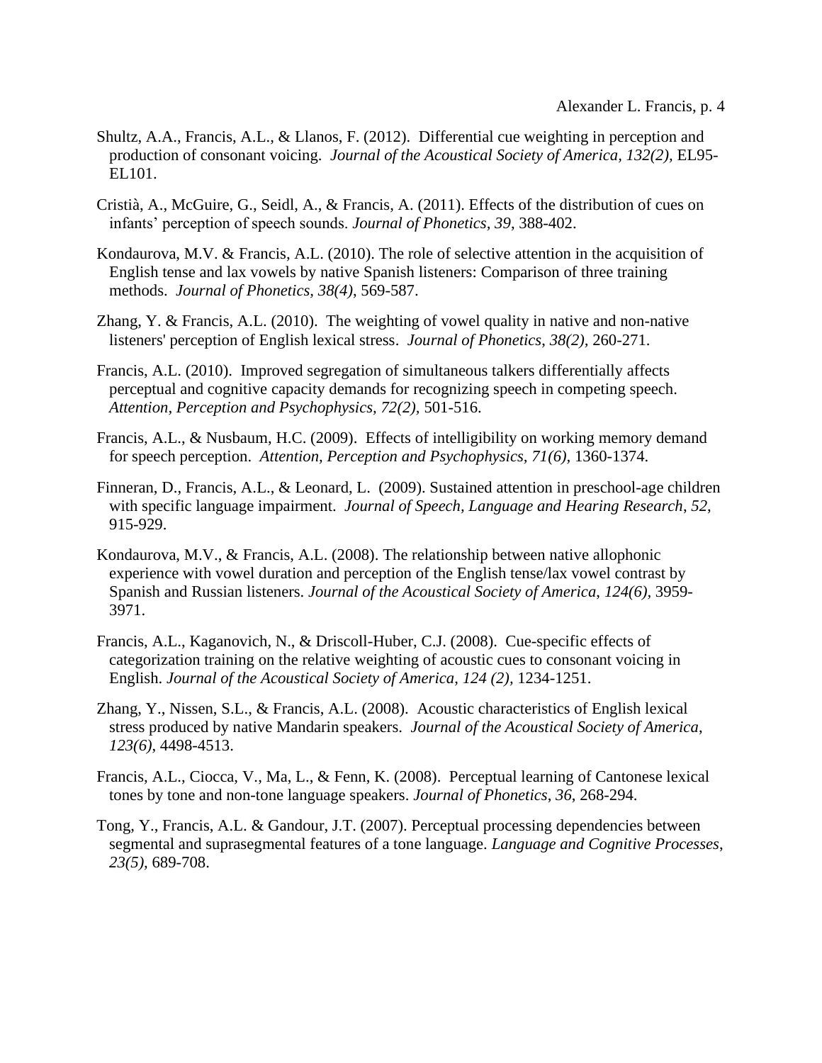Shultz, A.A., Francis, A.L., & Llanos, F. (2012). Differential cue weighting in perception and production of consonant voicing. *Journal of the Acoustical Society of America, 132(2),* EL95-EL101.

Cristià, A., McGuire, G., Seidl, A., & Francis, A. (2011). Effects of the distribution of cues on infants' perception of speech sounds. *Journal of Phonetics, 39,* 388-402.

Kondaurova, M.V. & Francis, A.L. (2010). The role of selective attention in the acquisition of English tense and lax vowels by native Spanish listeners: Comparison of three training methods. *Journal of Phonetics, 38(4)*, 569-587.

Zhang, Y. & Francis, A.L. (2010). The weighting of vowel quality in native and non-native listeners' perception of English lexical stress. *Journal of Phonetics, 38(2)*, 260-271.

Francis, A.L. (2010). Improved segregation of simultaneous talkers differentially affects perceptual and cognitive capacity demands for recognizing speech in competing speech. *Attention, Perception and Psychophysics, 72(2),* 501-516.

Francis, A.L., & Nusbaum, H.C. (2009). Effects of intelligibility on working memory demand for speech perception. *Attention, Perception and Psychophysics, 71(6),* 1360-1374.

Finneran, D., Francis, A.L., & Leonard, L. (2009). Sustained attention in preschool-age children with specific language impairment. *Journal of Speech, Language and Hearing Research, 52*, 915-929.

Kondaurova, M.V., & Francis, A.L. (2008). The relationship between native allophonic experience with vowel duration and perception of the English tense/lax vowel contrast by Spanish and Russian listeners. *Journal of the Acoustical Society of America, 124(6),* 3959-3971.

Francis, A.L., Kaganovich, N., & Driscoll-Huber, C.J. (2008). Cue-specific effects of categorization training on the relative weighting of acoustic cues to consonant voicing in English. *Journal of the Acoustical Society of America, 124 (2),* 1234-1251.

Zhang, Y., Nissen, S.L., & Francis, A.L. (2008). Acoustic characteristics of English lexical stress produced by native Mandarin speakers. *Journal of the Acoustical Society of America, 123(6)*, 4498-4513.

Francis, A.L., Ciocca, V., Ma, L., & Fenn, K. (2008). Perceptual learning of Cantonese lexical tones by tone and non-tone language speakers. *Journal of Phonetics, 36*, 268-294.

Tong, Y., Francis, A.L. & Gandour, J.T. (2007). Perceptual processing dependencies between segmental and suprasegmental features of a tone language. *Language and Cognitive Processes, 23(5),* 689-708.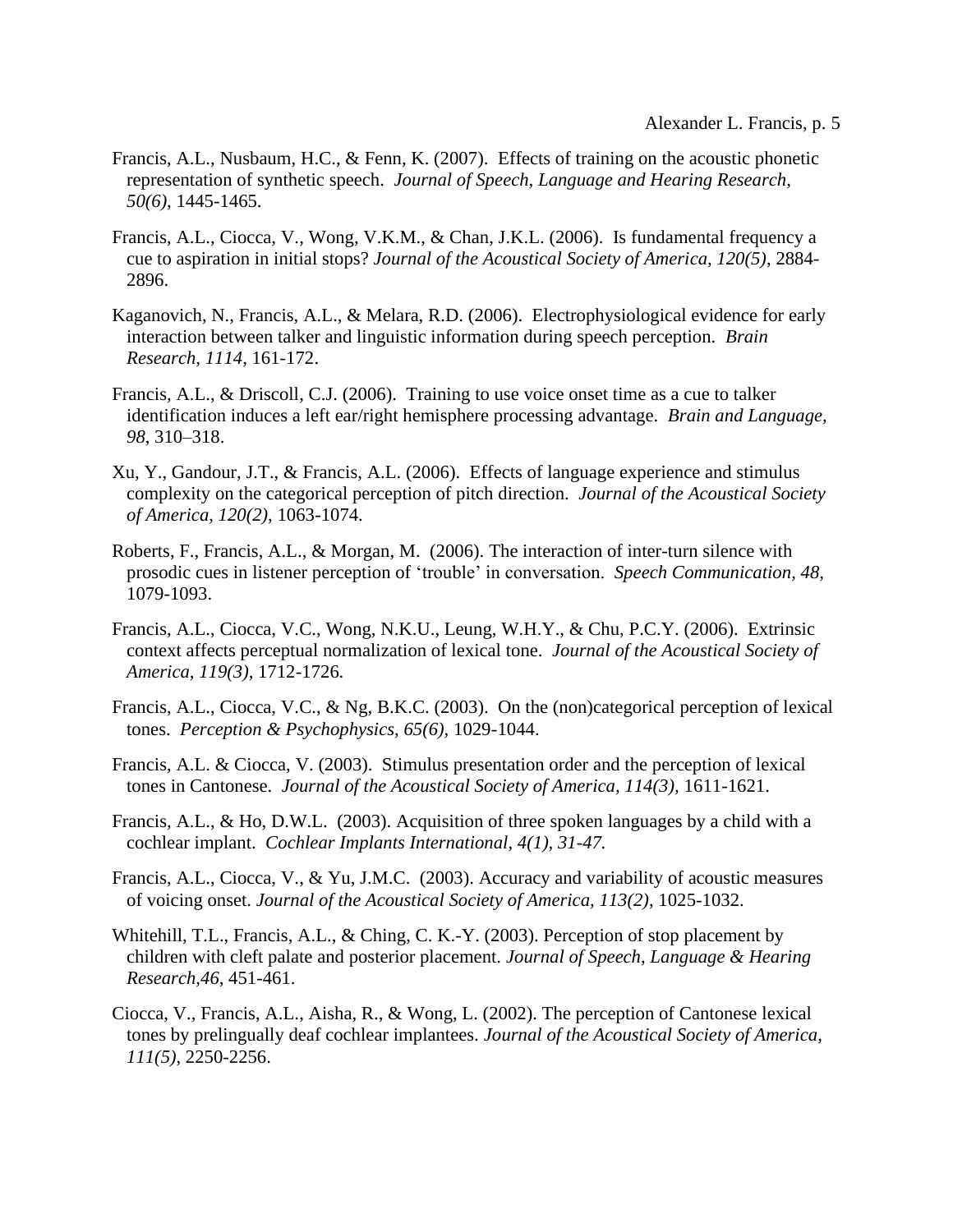Francis, A.L., Nusbaum, H.C., & Fenn, K. (2007). Effects of training on the acoustic phonetic representation of synthetic speech. *Journal of Speech, Language and Hearing Research*, *50(6),* 1445-1465.

Francis, A.L., Ciocca, V., Wong, V.K.M., & Chan, J.K.L. (2006). Is fundamental frequency a cue to aspiration in initial stops? *Journal of the Acoustical Society of America, 120(5)*, 2884-2896.

Kaganovich, N., Francis, A.L., & Melara, R.D. (2006). Electrophysiological evidence for early interaction between talker and linguistic information during speech perception. *Brain Research, 1114*, 161-172.

Francis, A.L., & Driscoll, C.J. (2006). Training to use voice onset time as a cue to talker identification induces a left ear/right hemisphere processing advantage. *Brain and Language, 98*, 310–318.

Xu, Y., Gandour, J.T., & Francis, A.L. (2006). Effects of language experience and stimulus complexity on the categorical perception of pitch direction. *Journal of the Acoustical Society of America*, *120(2)*, 1063-1074.

Roberts, F., Francis, A.L., & Morgan, M. (2006). The interaction of inter-turn silence with prosodic cues in listener perception of 'trouble' in conversation. *Speech Communication*, *48*, 1079-1093.

Francis, A.L., Ciocca, V.C., Wong, N.K.U., Leung, W.H.Y., & Chu, P.C.Y. (2006). Extrinsic context affects perceptual normalization of lexical tone. *Journal of the Acoustical Society of America, 119(3),* 1712-1726.

Francis, A.L., Ciocca, V.C., & Ng, B.K.C. (2003). On the (non)categorical perception of lexical tones. *Perception & Psychophysics, 65(6),* 1029-1044.

Francis, A.L. & Ciocca, V. (2003). Stimulus presentation order and the perception of lexical tones in Cantonese. *Journal of the Acoustical Society of America, 114(3),* 1611-1621.

Francis, A.L., & Ho, D.W.L. (2003). Acquisition of three spoken languages by a child with a cochlear implant. *Cochlear Implants International, 4(1), 31-47.*

Francis, A.L., Ciocca, V., & Yu, J.M.C. (2003). Accuracy and variability of acoustic measures of voicing onset. *Journal of the Acoustical Society of America, 113(2)*, 1025-1032.

Whitehill, T.L., Francis, A.L., & Ching, C. K.-Y. (2003). Perception of stop placement by children with cleft palate and posterior placement. *Journal of Speech, Language & Hearing Research,46*, 451-461.

Ciocca, V., Francis, A.L., Aisha, R., & Wong, L. (2002). The perception of Cantonese lexical tones by prelingually deaf cochlear implantees. *Journal of the Acoustical Society of America, 111(5)*, 2250-2256.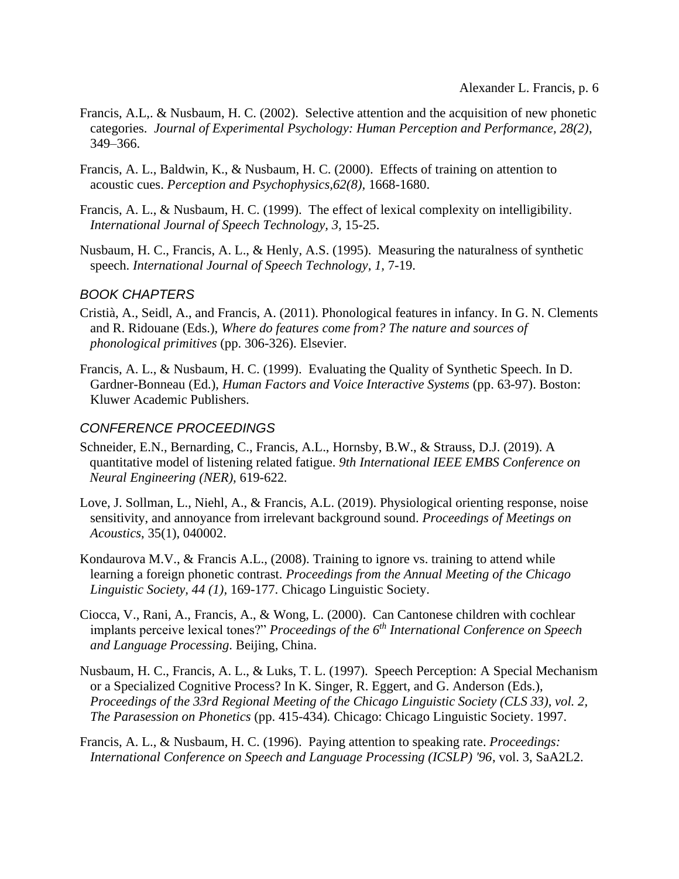Francis, A.L,. & Nusbaum, H. C. (2002). Selective attention and the acquisition of new phonetic categories. *Journal of Experimental Psychology: Human Perception and Performance, 28(2)*, 349–366.

Francis, A. L., Baldwin, K., & Nusbaum, H. C. (2000). Effects of training on attention to acoustic cues. *Perception and Psychophysics,62(8),* 1668-1680.

Francis, A. L., & Nusbaum, H. C. (1999). The effect of lexical complexity on intelligibility. *International Journal of Speech Technology, 3,* 15-25.

Nusbaum, H. C., Francis, A. L., & Henly, A.S. (1995). Measuring the naturalness of synthetic speech. *International Journal of Speech Technology, 1,* 7-19.

### *BOOK CHAPTERS*

Cristià, A., Seidl, A., and Francis, A. (2011). Phonological features in infancy. In G. N. Clements and R. Ridouane (Eds.), *Where do features come from? The nature and sources of phonological primitives* (pp. 306-326). Elsevier.

Francis, A. L., & Nusbaum, H. C. (1999). Evaluating the Quality of Synthetic Speech. In D. Gardner-Bonneau (Ed.), *Human Factors and Voice Interactive Systems* (pp. 63-97). Boston: Kluwer Academic Publishers.

### *CONFERENCE PROCEEDINGS*

Schneider, E.N., Bernarding, C., Francis, A.L., Hornsby, B.W., & Strauss, D.J. (2019). A quantitative model of listening related fatigue. *9th International IEEE EMBS Conference on Neural Engineering (NER),* 619-622*.*

Love, J. Sollman, L., Niehl, A., & Francis, A.L. (2019). Physiological orienting response, noise sensitivity, and annoyance from irrelevant background sound. *Proceedings of Meetings on Acoustics*, 35(1), 040002.

Kondaurova M.V., & Francis A.L., (2008). Training to ignore vs. training to attend while learning a foreign phonetic contrast. *Proceedings from the Annual Meeting of the Chicago Linguistic Society, 44 (1),* 169-177. Chicago Linguistic Society.

Ciocca, V., Rani, A., Francis, A., & Wong, L. (2000). Can Cantonese children with cochlear implants perceive lexical tones?" *Proceedings of the 6th International Conference on Speech and Language Processing.* Beijing, China.

Nusbaum, H. C., Francis, A. L., & Luks, T. L. (1997). Speech Perception: A Special Mechanism or a Specialized Cognitive Process? In K. Singer, R. Eggert, and G. Anderson (Eds.), *Proceedings of the 33rd Regional Meeting of the Chicago Linguistic Society (CLS 33), vol. 2, The Parasession on Phonetics* (pp. 415-434)*.* Chicago: Chicago Linguistic Society. 1997.

Francis, A. L., & Nusbaum, H. C. (1996). Paying attention to speaking rate. *Proceedings: International Conference on Speech and Language Processing (ICSLP) '96*, vol. 3, SaA2L2.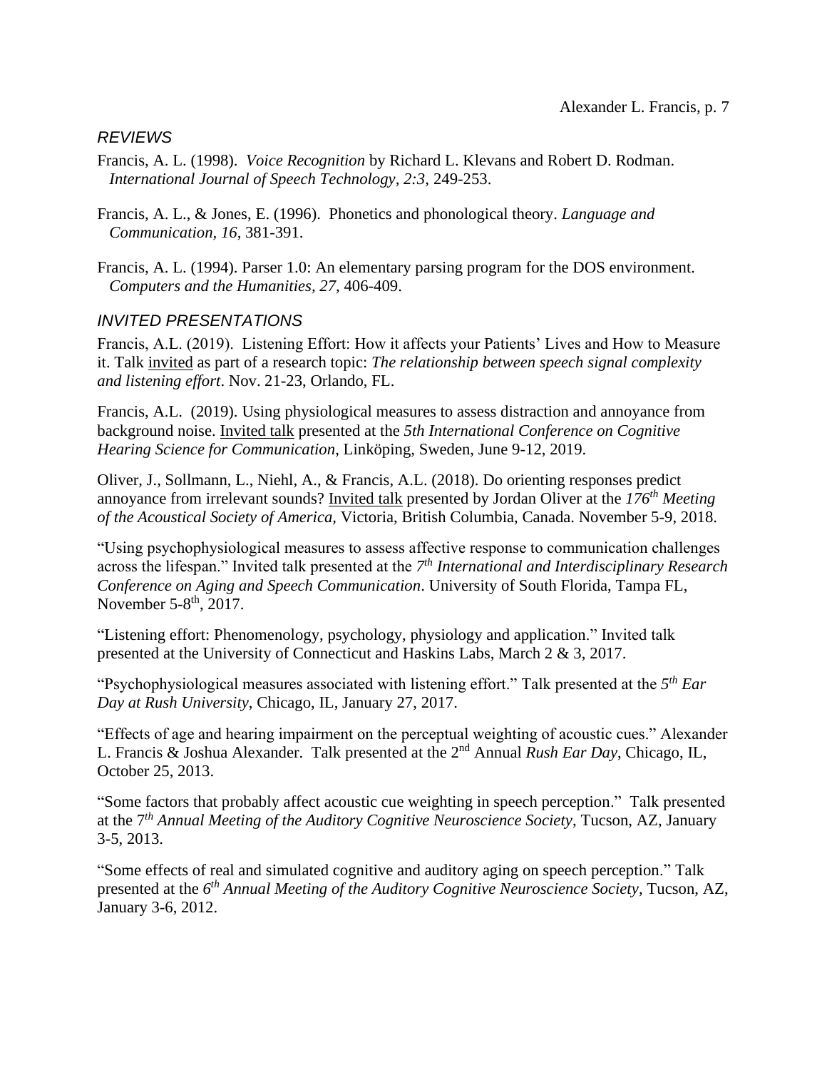## *REVIEWS*

Francis, A. L. (1998). *Voice Recognition* by Richard L. Klevans and Robert D. Rodman. *International Journal of Speech Technology, 2:3,* 249-253.

Francis, A. L., & Jones, E. (1996). Phonetics and phonological theory. *Language and Communication, 16,* 381-391.

Francis, A. L. (1994). Parser 1.0: An elementary parsing program for the DOS environment. *Computers and the Humanities, 27,* 406-409.

## *INVITED PRESENTATIONS*

Francis, A.L. (2019). Listening Effort: How it affects your Patients' Lives and How to Measure it. Talk invited as part of a research topic: *The relationship between speech signal complexity and listening effort*. Nov. 21-23, Orlando, FL.

Francis, A.L. (2019). Using physiological measures to assess distraction and annoyance from background noise. Invited talk presented at the *5th International Conference on Cognitive Hearing Science for Communication*, Linköping, Sweden, June 9-12, 2019.

Oliver, J., Sollmann, L., Niehl, A., & Francis, A.L. (2018). Do orienting responses predict annoyance from irrelevant sounds? Invited talk presented by Jordan Oliver at the *176th Meeting of the Acoustical Society of America,* Victoria, British Columbia, Canada. November 5-9, 2018.

"Using psychophysiological measures to assess affective response to communication challenges across the lifespan." Invited talk presented at the *7th International and Interdisciplinary Research Conference on Aging and Speech Communication*. University of South Florida, Tampa FL, November 5-8th, 2017.

"Listening effort: Phenomenology, psychology, physiology and application." Invited talk presented at the University of Connecticut and Haskins Labs, March 2 & 3, 2017.

"Psychophysiological measures associated with listening effort." Talk presented at the *5th Ear Day at Rush University*, Chicago, IL, January 27, 2017.

"Effects of age and hearing impairment on the perceptual weighting of acoustic cues." Alexander L. Francis & Joshua Alexander. Talk presented at the 2nd Annual *Rush Ear Day*, Chicago, IL, October 25, 2013.

"Some factors that probably affect acoustic cue weighting in speech perception." Talk presented at the 7th *Annual Meeting of the Auditory Cognitive Neuroscience Society*, Tucson, AZ, January 3-5, 2013.

"Some effects of real and simulated cognitive and auditory aging on speech perception." Talk presented at the *6th Annual Meeting of the Auditory Cognitive Neuroscience Society*, Tucson, AZ, January 3-6, 2012.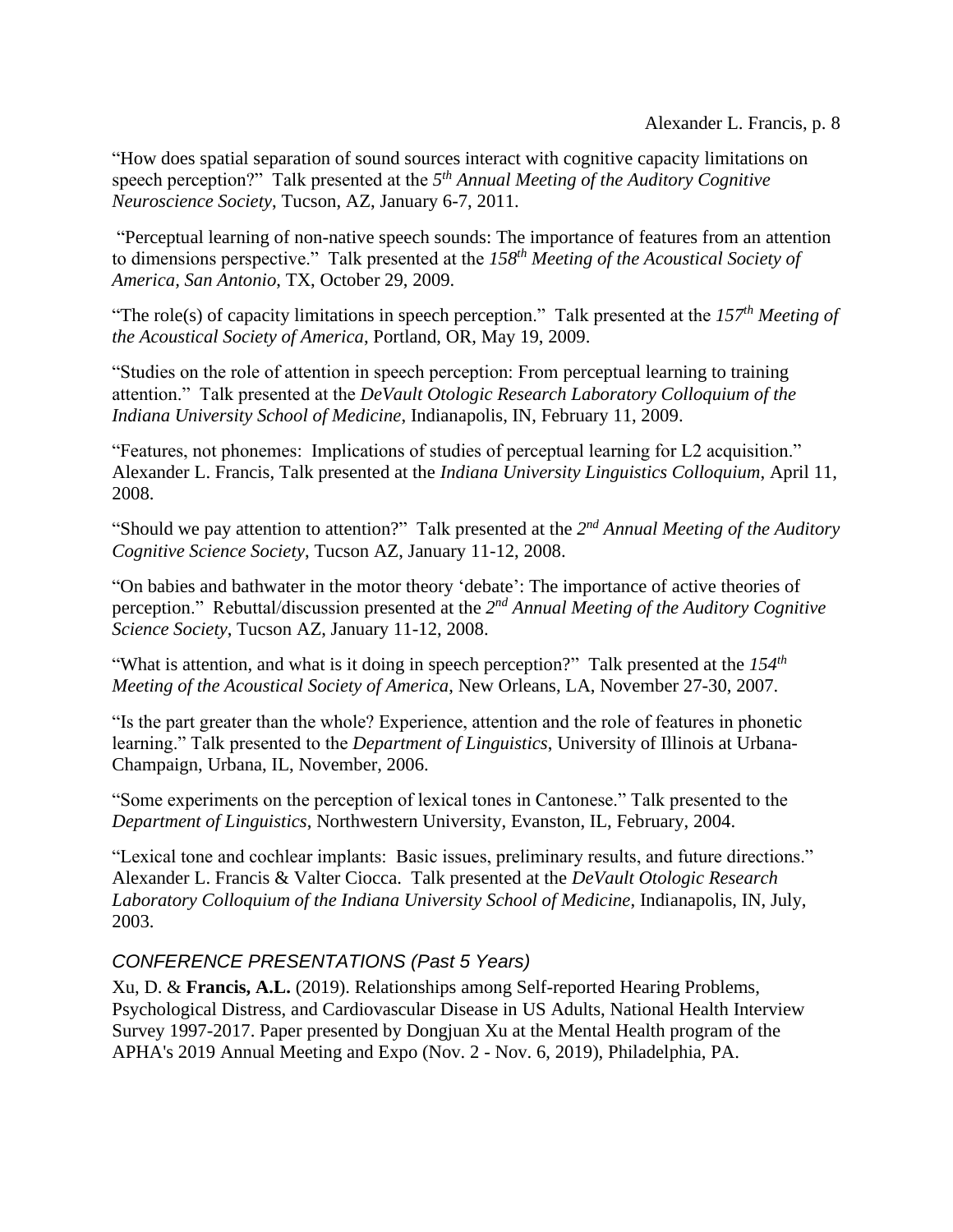"How does spatial separation of sound sources interact with cognitive capacity limitations on speech perception?" Talk presented at the *5th Annual Meeting of the Auditory Cognitive Neuroscience Society*, Tucson, AZ, January 6-7, 2011.

"Perceptual learning of non-native speech sounds: The importance of features from an attention to dimensions perspective." Talk presented at the *158th Meeting of the Acoustical Society of America, San Antonio*, TX, October 29, 2009.

"The role(s) of capacity limitations in speech perception." Talk presented at the *157th Meeting of the Acoustical Society of America*, Portland, OR, May 19, 2009.

"Studies on the role of attention in speech perception: From perceptual learning to training attention." Talk presented at the *DeVault Otologic Research Laboratory Colloquium of the Indiana University School of Medicine*, Indianapolis, IN, February 11, 2009.

"Features, not phonemes: Implications of studies of perceptual learning for L2 acquisition." Alexander L. Francis, Talk presented at the *Indiana University Linguistics Colloquium*, April 11, 2008.

"Should we pay attention to attention?" Talk presented at the *2nd Annual Meeting of the Auditory Cognitive Science Society*, Tucson AZ, January 11-12, 2008.

"On babies and bathwater in the motor theory 'debate': The importance of active theories of perception." Rebuttal/discussion presented at the *2nd Annual Meeting of the Auditory Cognitive Science Society*, Tucson AZ, January 11-12, 2008.

"What is attention, and what is it doing in speech perception?" Talk presented at the *154th Meeting of the Acoustical Society of America*, New Orleans, LA, November 27-30, 2007.

"Is the part greater than the whole? Experience, attention and the role of features in phonetic learning." Talk presented to the *Department of Linguistics*, University of Illinois at Urbana-Champaign, Urbana, IL, November, 2006.

"Some experiments on the perception of lexical tones in Cantonese." Talk presented to the *Department of Linguistics*, Northwestern University, Evanston, IL, February, 2004.

"Lexical tone and cochlear implants: Basic issues, preliminary results, and future directions." Alexander L. Francis & Valter Ciocca. Talk presented at the *DeVault Otologic Research Laboratory Colloquium of the Indiana University School of Medicine*, Indianapolis, IN, July, 2003.

### *CONFERENCE PRESENTATIONS (Past 5 Years)*

Xu, D. & **Francis, A.L.** (2019). Relationships among Self-reported Hearing Problems, Psychological Distress, and Cardiovascular Disease in US Adults, National Health Interview Survey 1997-2017. Paper presented by Dongjuan Xu at the Mental Health program of the APHA's 2019 Annual Meeting and Expo (Nov. 2 - Nov. 6, 2019), Philadelphia, PA.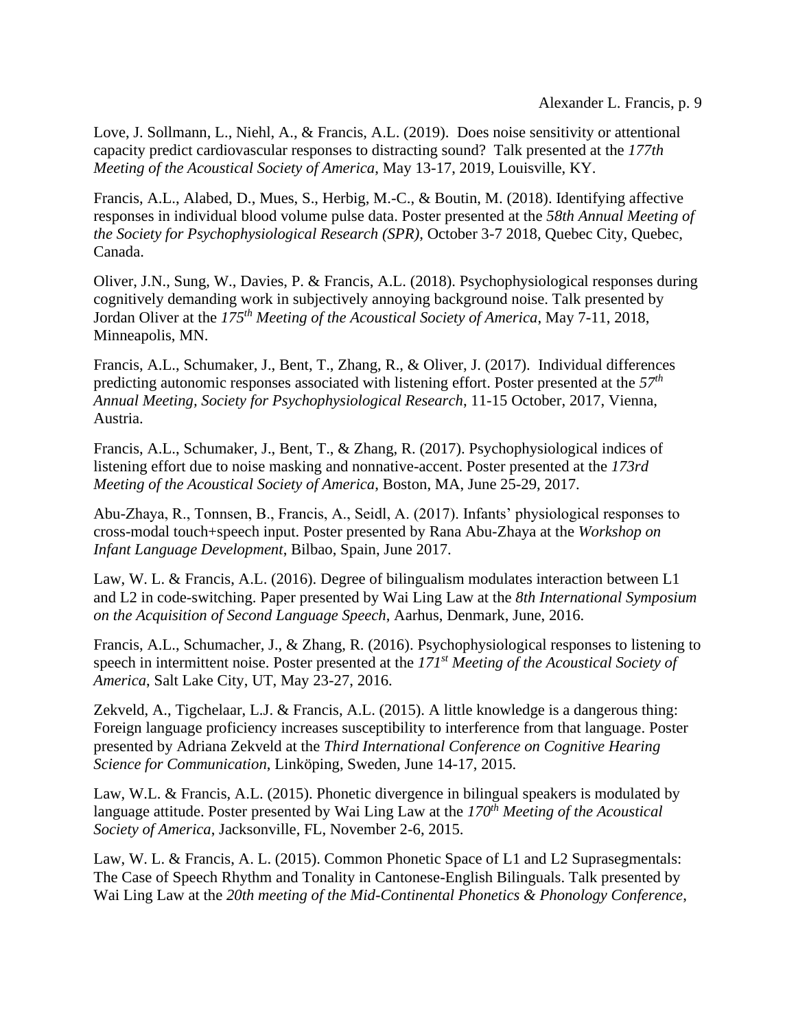Love, J. Sollmann, L., Niehl, A., & Francis, A.L. (2019). Does noise sensitivity or attentional capacity predict cardiovascular responses to distracting sound? Talk presented at the *177th Meeting of the Acoustical Society of America*, May 13-17, 2019, Louisville, KY.

Francis, A.L., Alabed, D., Mues, S., Herbig, M.-C., & Boutin, M. (2018). Identifying affective responses in individual blood volume pulse data. Poster presented at the *58th Annual Meeting of the Society for Psychophysiological Research (SPR)*, October 3-7 2018, Quebec City, Quebec, Canada.

Oliver, J.N., Sung, W., Davies, P. & Francis, A.L. (2018). Psychophysiological responses during cognitively demanding work in subjectively annoying background noise. Talk presented by Jordan Oliver at the *175th Meeting of the Acoustical Society of America*, May 7-11, 2018, Minneapolis, MN.

Francis, A.L., Schumaker, J., Bent, T., Zhang, R., & Oliver, J. (2017). Individual differences predicting autonomic responses associated with listening effort. Poster presented at the *57th Annual Meeting, Society for Psychophysiological Research*, 11-15 October, 2017, Vienna, Austria.

Francis, A.L., Schumaker, J., Bent, T., & Zhang, R. (2017). Psychophysiological indices of listening effort due to noise masking and nonnative-accent. Poster presented at the *173rd Meeting of the Acoustical Society of America*, Boston, MA, June 25-29, 2017.

Abu-Zhaya, R., Tonnsen, B., Francis, A., Seidl, A. (2017). Infants' physiological responses to cross-modal touch+speech input. Poster presented by Rana Abu-Zhaya at the *Workshop on Infant Language Development*, Bilbao, Spain, June 2017.

Law, W. L. & Francis, A.L. (2016). Degree of bilingualism modulates interaction between L1 and L2 in code-switching. Paper presented by Wai Ling Law at the *8th International Symposium on the Acquisition of Second Language Speech*, Aarhus, Denmark, June, 2016.

Francis, A.L., Schumacher, J., & Zhang, R. (2016). Psychophysiological responses to listening to speech in intermittent noise. Poster presented at the *171st Meeting of the Acoustical Society of America*, Salt Lake City, UT, May 23-27, 2016.

Zekveld, A., Tigchelaar, L.J. & Francis, A.L. (2015). A little knowledge is a dangerous thing: Foreign language proficiency increases susceptibility to interference from that language. Poster presented by Adriana Zekveld at the *Third International Conference on Cognitive Hearing Science for Communication*, Linköping, Sweden, June 14-17, 2015.

Law, W.L. & Francis, A.L. (2015). Phonetic divergence in bilingual speakers is modulated by language attitude. Poster presented by Wai Ling Law at the *170th Meeting of the Acoustical Society of America*, Jacksonville, FL, November 2-6, 2015.

Law, W. L. & Francis, A. L. (2015). Common Phonetic Space of L1 and L2 Suprasegmentals: The Case of Speech Rhythm and Tonality in Cantonese-English Bilinguals. Talk presented by Wai Ling Law at the *20th meeting of the Mid-Continental Phonetics & Phonology Conference*,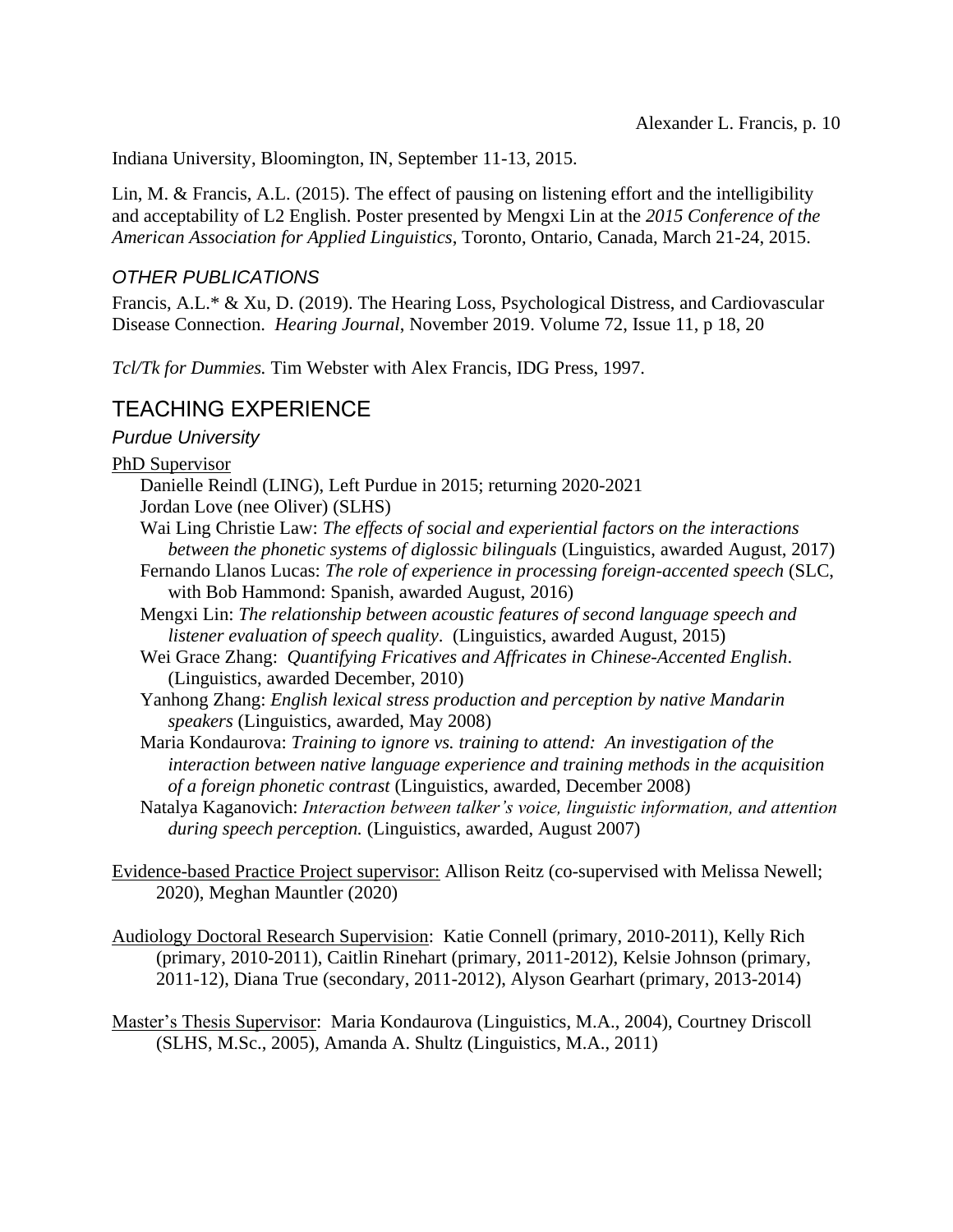Indiana University, Bloomington, IN, September 11-13, 2015.

Lin, M. & Francis, A.L. (2015). The effect of pausing on listening effort and the intelligibility and acceptability of L2 English. Poster presented by Mengxi Lin at the *2015 Conference of the American Association for Applied Linguistics*, Toronto, Ontario, Canada, March 21-24, 2015.

### *OTHER PUBLICATIONS*

Francis, A.L.* & Xu, D. (2019). The Hearing Loss, Psychological Distress, and Cardiovascular Disease Connection. *Hearing Journal*, November 2019. Volume 72, Issue 11, p 18, 20

*Tcl/Tk for Dummies.* Tim Webster with Alex Francis, IDG Press, 1997.

## TEACHING EXPERIENCE

### *Purdue University*

PhD Supervisor

- Danielle Reindl (LING), Left Purdue in 2015; returning 2020-2021
- Jordan Love (nee Oliver) (SLHS)
- Wai Ling Christie Law: *The effects of social and experiential factors on the interactions between the phonetic systems of diglossic bilinguals* (Linguistics, awarded August, 2017)
- Fernando Llanos Lucas: *The role of experience in processing foreign-accented speech* (SLC, with Bob Hammond: Spanish, awarded August, 2016)
- Mengxi Lin: *The relationship between acoustic features of second language speech and listener evaluation of speech quality*. (Linguistics, awarded August, 2015)
- Wei Grace Zhang: *Quantifying Fricatives and Affricates in Chinese-Accented English*. (Linguistics, awarded December, 2010)
- Yanhong Zhang: *English lexical stress production and perception by native Mandarin speakers* (Linguistics, awarded, May 2008)
- Maria Kondaurova: *Training to ignore vs. training to attend: An investigation of the interaction between native language experience and training methods in the acquisition of a foreign phonetic contrast* (Linguistics, awarded, December 2008)
- Natalya Kaganovich: *Interaction between talker's voice, linguistic information, and attention during speech perception.* (Linguistics, awarded, August 2007)

Evidence-based Practice Project supervisor: Allison Reitz (co-supervised with Melissa Newell; 2020), Meghan Mauntler (2020)

Audiology Doctoral Research Supervision: Katie Connell (primary, 2010-2011), Kelly Rich (primary, 2010-2011), Caitlin Rinehart (primary, 2011-2012), Kelsie Johnson (primary, 2011-12), Diana True (secondary, 2011-2012), Alyson Gearhart (primary, 2013-2014)

Master's Thesis Supervisor: Maria Kondaurova (Linguistics, M.A., 2004), Courtney Driscoll (SLHS, M.Sc., 2005), Amanda A. Shultz (Linguistics, M.A., 2011)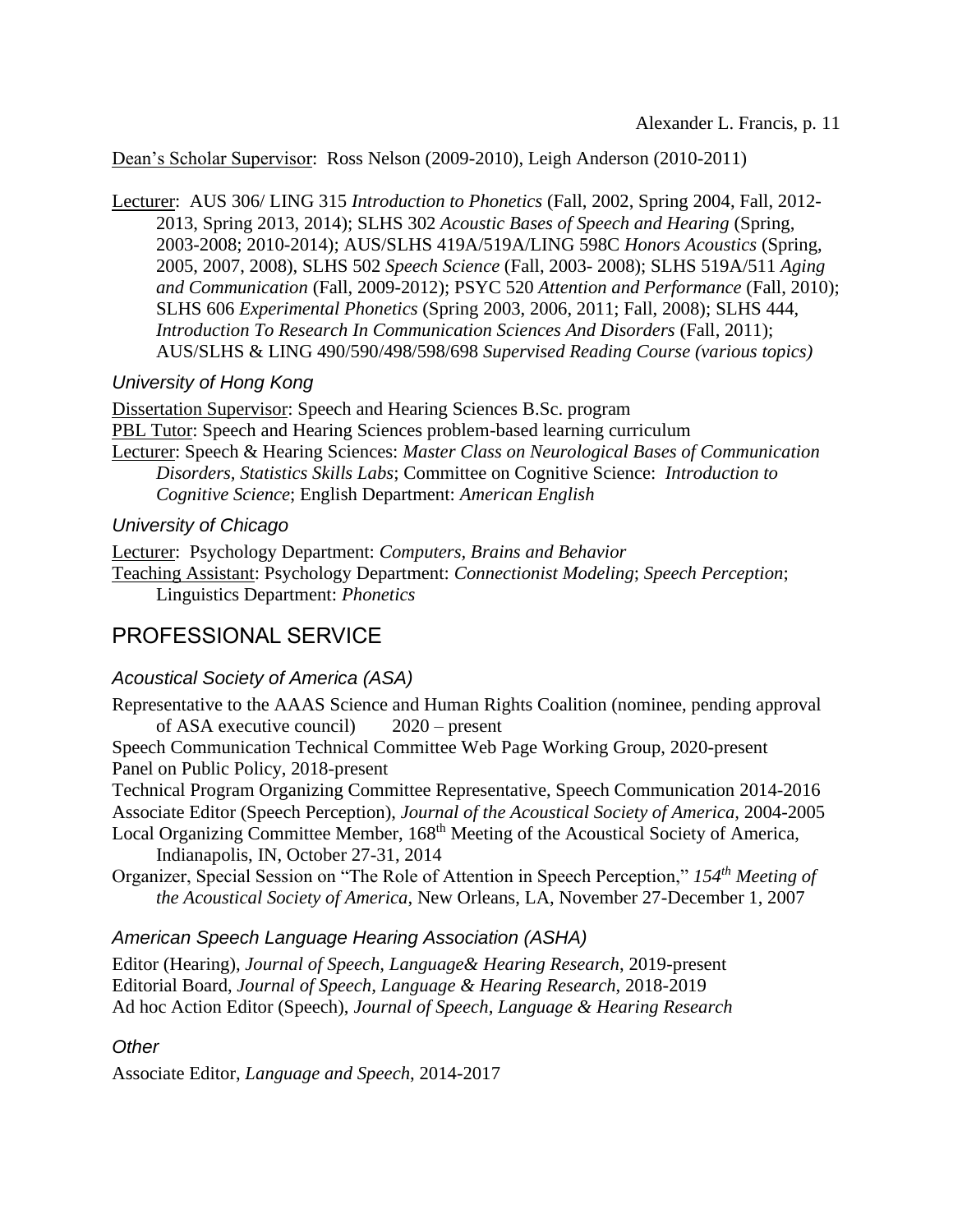<u>Dean's Scholar Supervisor</u>: Ross Nelson (2009-2010), Leigh Anderson (2010-2011)

<u>Lecturer</u>: AUS 306/ LING 315 *Introduction to Phonetics* (Fall, 2002, Spring 2004, Fall, 2012-2013, Spring 2013, 2014); SLHS 302 *Acoustic Bases of Speech and Hearing* (Spring, 2003-2008; 2010-2014); AUS/SLHS 419A/519A/LING 598C *Honors Acoustics* (Spring, 2005, 2007, 2008), SLHS 502 *Speech Science* (Fall, 2003- 2008); SLHS 519A/511 *Aging and Communication* (Fall, 2009-2012); PSYC 520 *Attention and Performance* (Fall, 2010); SLHS 606 *Experimental Phonetics* (Spring 2003, 2006, 2011; Fall, 2008); SLHS 444, *Introduction To Research In Communication Sciences And Disorders* (Fall, 2011); AUS/SLHS & LING 490/590/498/598/698 *Supervised Reading Course (various topics)*

### *University of Hong Kong*

<u>Dissertation Supervisor</u>: Speech and Hearing Sciences B.Sc. program
<u>PBL Tutor</u>: Speech and Hearing Sciences problem-based learning curriculum
<u>Lecturer</u>: Speech & Hearing Sciences: *Master Class on Neurological Bases of Communication Disorders, Statistics Skills Labs*; Committee on Cognitive Science: *Introduction to Cognitive Science*; English Department: *American English*

### *University of Chicago*

<u>Lecturer</u>: Psychology Department: *Computers, Brains and Behavior*
<u>Teaching Assistant</u>: Psychology Department: *Connectionist Modeling*; *Speech Perception*; Linguistics Department: *Phonetics*

## PROFESSIONAL SERVICE

### *Acoustical Society of America (ASA)*

Representative to the AAAS Science and Human Rights Coalition (nominee, pending approval of ASA executive council) 2020 – present
Speech Communication Technical Committee Web Page Working Group, 2020-present
Panel on Public Policy, 2018-present
Technical Program Organizing Committee Representative, Speech Communication 2014-2016
Associate Editor (Speech Perception), *Journal of the Acoustical Society of America*, 2004-2005
Local Organizing Committee Member, 168th Meeting of the Acoustical Society of America, Indianapolis, IN, October 27-31, 2014
Organizer, Special Session on "The Role of Attention in Speech Perception," *154th Meeting of the Acoustical Society of America*, New Orleans, LA, November 27-December 1, 2007

### *American Speech Language Hearing Association (ASHA)*

Editor (Hearing), *Journal of Speech, Language& Hearing Research*, 2019-present
Editorial Board, *Journal of Speech, Language & Hearing Research*, 2018-2019
Ad hoc Action Editor (Speech), *Journal of Speech, Language & Hearing Research*

### *Other*

Associate Editor, *Language and Speech*, 2014-2017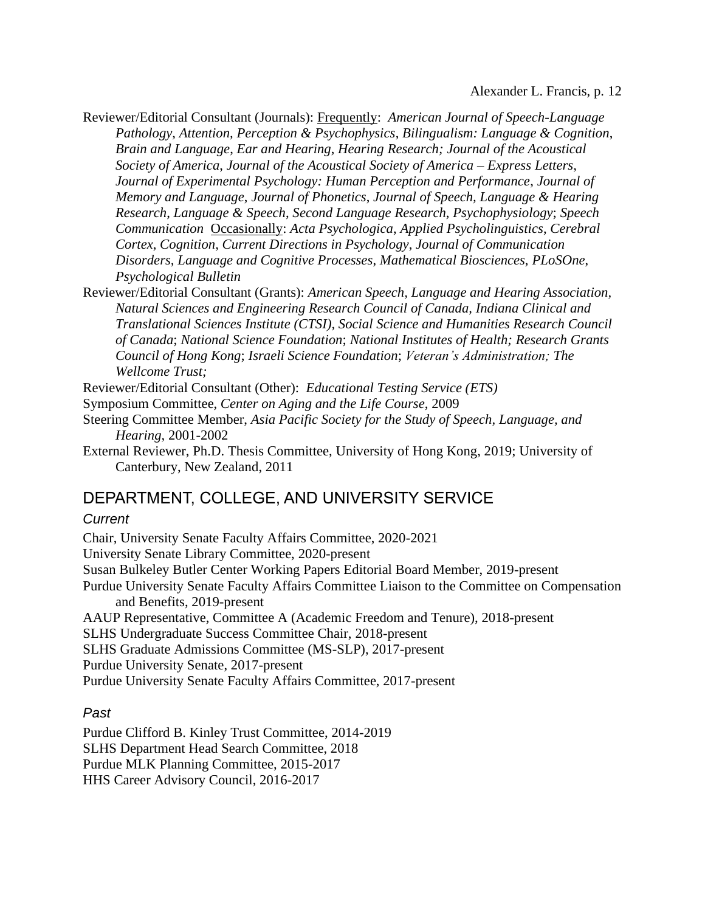Reviewer/Editorial Consultant (Journals): Frequently: *American Journal of Speech-Language Pathology*, *Attention, Perception & Psychophysics*, *Bilingualism: Language & Cognition*, *Brain and Language*, *Ear and Hearing*, *Hearing Research; Journal of the Acoustical Society of America*, *Journal of the Acoustical Society of America – Express Letters*, *Journal of Experimental Psychology: Human Perception and Performance*, *Journal of Memory and Language*, *Journal of Phonetics*, *Journal of Speech, Language & Hearing Research*, *Language & Speech*, *Second Language Research*, *Psychophysiology*; *Speech Communication* Occasionally: *Acta Psychologica*, *Applied Psycholinguistics*, *Cerebral Cortex*, *Cognition*, *Current Directions in Psychology*, *Journal of Communication Disorders, Language and Cognitive Processes*, *Mathematical Biosciences*, *PLoSOne*, *Psychological Bulletin*

Reviewer/Editorial Consultant (Grants): *American Speech, Language and Hearing Association*, *Natural Sciences and Engineering Research Council of Canada, Indiana Clinical and Translational Sciences Institute (CTSI), Social Science and Humanities Research Council of Canada*; *National Science Foundation*; *National Institutes of Health; Research Grants Council of Hong Kong*; *Israeli Science Foundation*; *Veteran's Administration; The Wellcome Trust;*

Reviewer/Editorial Consultant (Other): *Educational Testing Service (ETS)*

Symposium Committee, *Center on Aging and the Life Course*, 2009

Steering Committee Member, *Asia Pacific Society for the Study of Speech, Language, and Hearing*, 2001-2002

External Reviewer, Ph.D. Thesis Committee, University of Hong Kong, 2019; University of Canterbury, New Zealand, 2011

## DEPARTMENT, COLLEGE, AND UNIVERSITY SERVICE

### *Current*

Chair, University Senate Faculty Affairs Committee, 2020-2021

University Senate Library Committee, 2020-present

Susan Bulkeley Butler Center Working Papers Editorial Board Member, 2019-present

Purdue University Senate Faculty Affairs Committee Liaison to the Committee on Compensation and Benefits, 2019-present

AAUP Representative, Committee A (Academic Freedom and Tenure), 2018-present

SLHS Undergraduate Success Committee Chair, 2018-present

SLHS Graduate Admissions Committee (MS-SLP), 2017-present

Purdue University Senate, 2017-present

Purdue University Senate Faculty Affairs Committee, 2017-present

### *Past*

Purdue Clifford B. Kinley Trust Committee, 2014-2019

SLHS Department Head Search Committee, 2018

Purdue MLK Planning Committee, 2015-2017

HHS Career Advisory Council, 2016-2017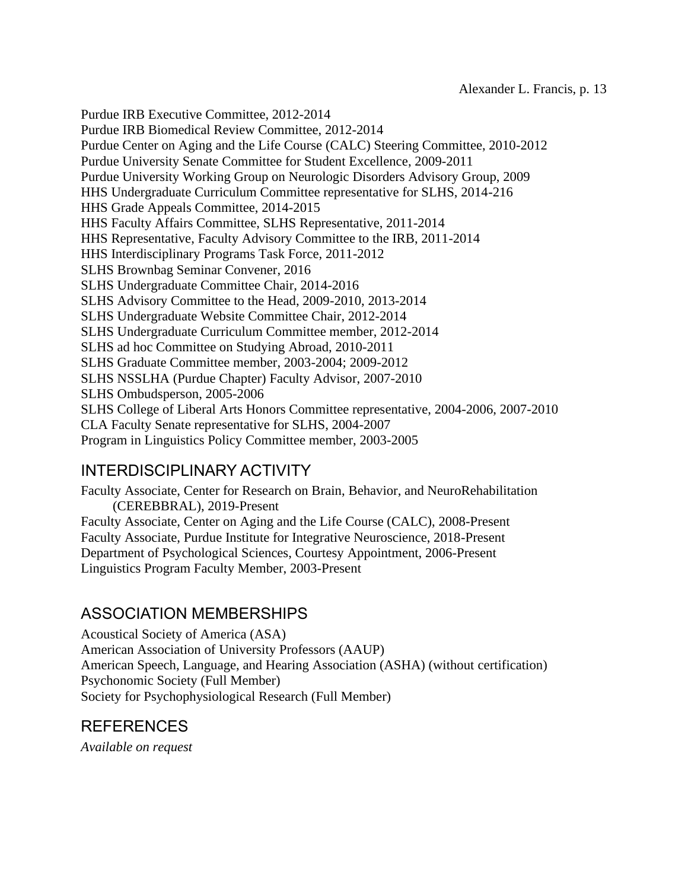Purdue IRB Executive Committee, 2012-2014
Purdue IRB Biomedical Review Committee, 2012-2014
Purdue Center on Aging and the Life Course (CALC) Steering Committee, 2010-2012
Purdue University Senate Committee for Student Excellence, 2009-2011
Purdue University Working Group on Neurologic Disorders Advisory Group, 2009
HHS Undergraduate Curriculum Committee representative for SLHS, 2014-216
HHS Grade Appeals Committee, 2014-2015
HHS Faculty Affairs Committee, SLHS Representative, 2011-2014
HHS Representative, Faculty Advisory Committee to the IRB, 2011-2014
HHS Interdisciplinary Programs Task Force, 2011-2012
SLHS Brownbag Seminar Convener, 2016
SLHS Undergraduate Committee Chair, 2014-2016
SLHS Advisory Committee to the Head, 2009-2010, 2013-2014
SLHS Undergraduate Website Committee Chair, 2012-2014
SLHS Undergraduate Curriculum Committee member, 2012-2014
SLHS ad hoc Committee on Studying Abroad, 2010-2011
SLHS Graduate Committee member, 2003-2004; 2009-2012
SLHS NSSLHA (Purdue Chapter) Faculty Advisor, 2007-2010
SLHS Ombudsperson, 2005-2006
SLHS College of Liberal Arts Honors Committee representative, 2004-2006, 2007-2010
CLA Faculty Senate representative for SLHS, 2004-2007
Program in Linguistics Policy Committee member, 2003-2005

## INTERDISCIPLINARY ACTIVITY

Faculty Associate, Center for Research on Brain, Behavior, and NeuroRehabilitation (CEREBBRAL), 2019-Present
Faculty Associate, Center on Aging and the Life Course (CALC), 2008-Present
Faculty Associate, Purdue Institute for Integrative Neuroscience, 2018-Present
Department of Psychological Sciences, Courtesy Appointment, 2006-Present
Linguistics Program Faculty Member, 2003-Present

## ASSOCIATION MEMBERSHIPS

Acoustical Society of America (ASA)
American Association of University Professors (AAUP)
American Speech, Language, and Hearing Association (ASHA) (without certification)
Psychonomic Society (Full Member)
Society for Psychophysiological Research (Full Member)

## REFERENCES

*Available on request*